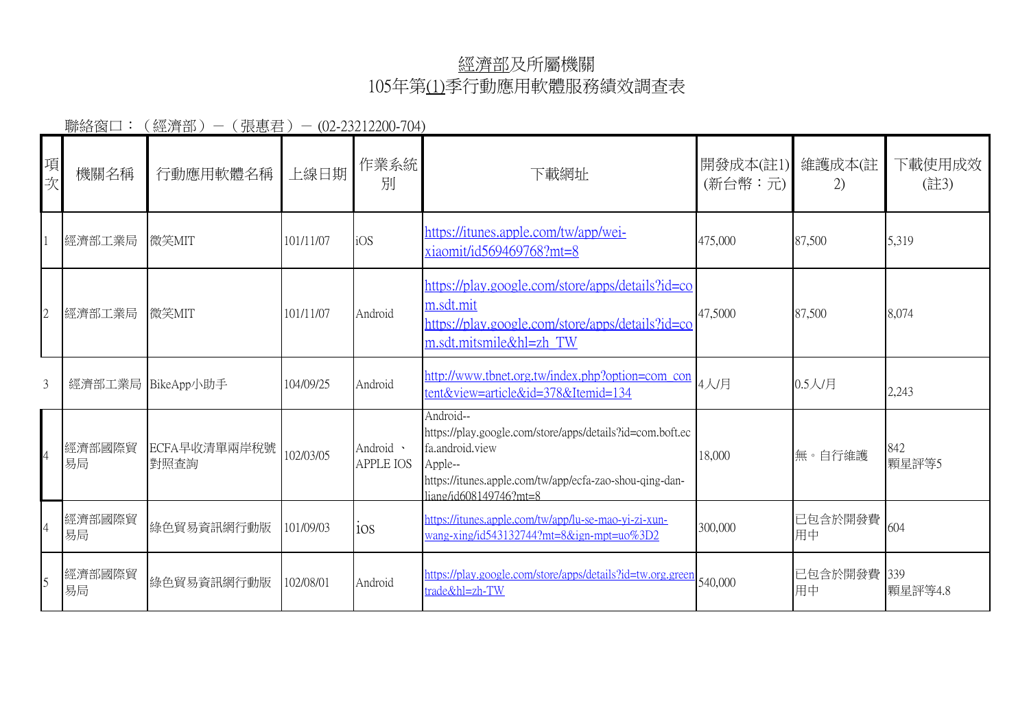# 經濟部及所屬機關
# 105年第(1)季行動應用軟體服務績效調查表

聯絡窗口：（經濟部）－（張惠君）－ (02-23212200-704)

| 項次 | 機關名稱 | 行動應用軟體名稱 | 上線日期 | 作業系統別 | 下載網址 | 開發成本(註1)(新台幣：元) | 維護成本(註2) | 下載使用成效(註3) |
|---|---|---|---|---|---|---|---|---|
| 1 | 經濟部工業局 | 微笑MIT | 101/11/07 | iOS | https://itunes.apple.com/tw/app/wei-xiaomit/id569469768?mt=8 | 475,000 | 87,500 | 5,319 |
| 2 | 經濟部工業局 | 微笑MIT | 101/11/07 | Android | https://play.google.com/store/apps/details?id=com.sdt.mit https://play.google.com/store/apps/details?id=com.sdt.mitsmile&hl=zh_TW | 47,5000 | 87,500 | 8,074 |
| 3 | 經濟部工業局 | BikeApp小助手 | 104/09/25 | Android | http://www.tbnet.org.tw/index.php?option=com_content&view=article&id=378&Itemid=134 | 4人/月 | 0.5人/月 | 2,243 |
| 4 | 經濟部國際貿易局 | ECFA早收清單兩岸稅號對照查詢 | 102/03/05 | Android 、APPLE IOS | Android-- https://play.google.com/store/apps/details?id=com.boft.ecfa.android.view Apple-- https://itunes.apple.com/tw/app/ecfa-zao-shou-qing-dan-liang/id608149746?mt=8 | 18,000 | 無。自行維護 | 842 顆星評等5 |
| 4 | 經濟部國際貿易局 | 綠色貿易資訊網行動版 | 101/09/03 | ios | https://itunes.apple.com/tw/app/lu-se-mao-yi-zi-xun-wang-xing/id543132744?mt=8&ign-mpt=uo%3D2 | 300,000 | 已包含於開發費用中 | 604 |
| 5 | 經濟部國際貿易局 | 綠色貿易資訊網行動版 | 102/08/01 | Android | https://play.google.com/store/apps/details?id=tw.org.greentrade&hl=zh-TW | 540,000 | 已包含於開發費用中 | 339 顆星評等4.8 |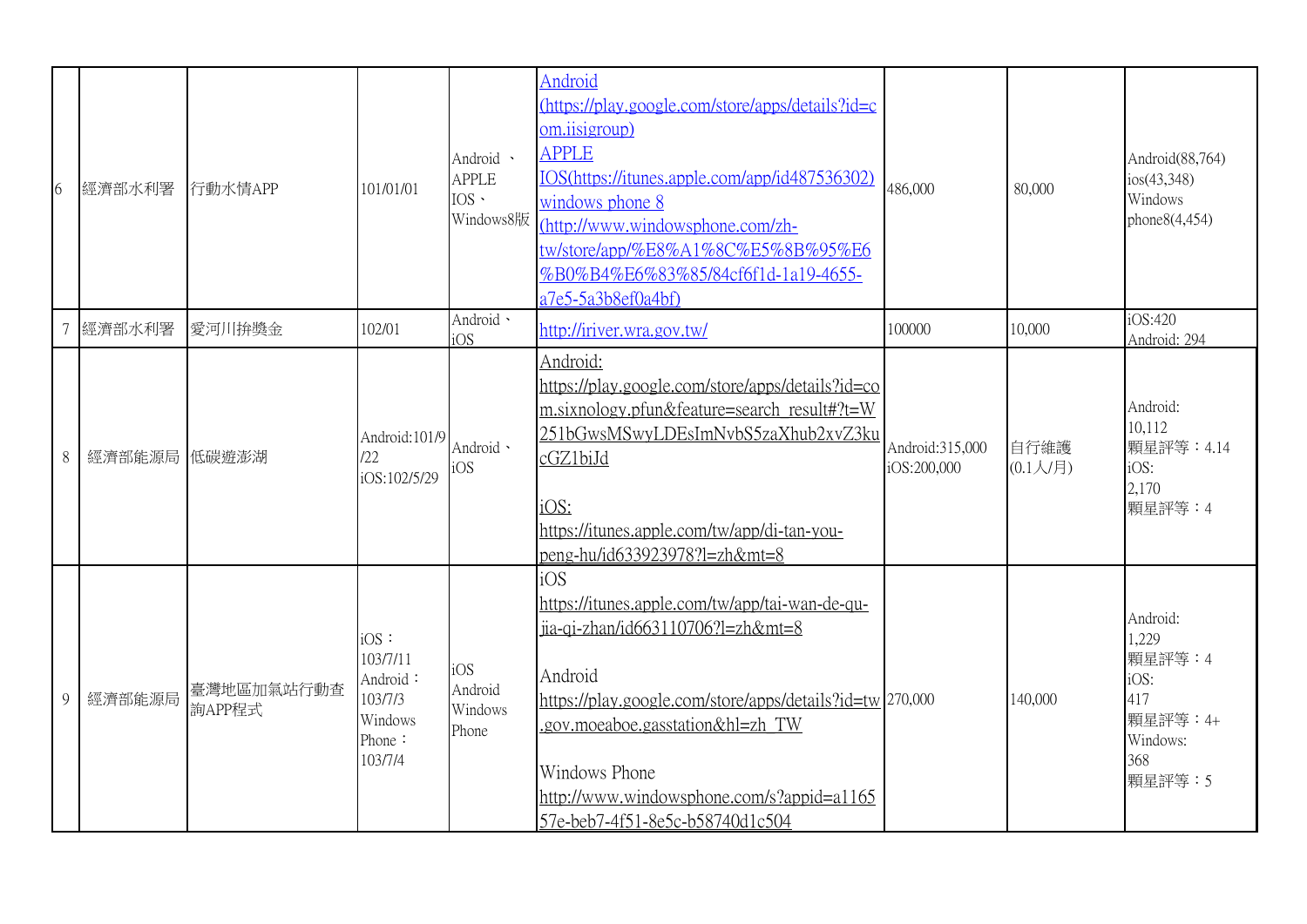| 6 | 經濟部水利署 | 行動水情APP | 101/01/01 | Android 、APPLE IOS、Windows8版 | Android (https://play.google.com/store/apps/details?id=com.iisigroup) APPLE IOS(https://itunes.apple.com/app/id487536302) windows phone 8 (http://www.windowsphone.com/zh-tw/store/app/%E8%A1%8C%E5%8B%95%E6%B0%B4%E6%83%85/84cf6f1d-1a19-4655-a7e5-5a3b8ef0a4bf) | 486,000 | 80,000 | Android(88,764) ios(43,348) Windows phone8(4,454) |
|---|---|---|---|---|---|---|---|---|
| 7 | 經濟部水利署 | 愛河川拚獎金 | 102/01 | Android、iOS | http://iriver.wra.gov.tw/ | 100000 | 10,000 | iOS:420 Android: 294 |
| 8 | 經濟部能源局 | 低碳遊澎湖 | Android:101/9/22 iOS:102/5/29 | Android、iOS | Android: https://play.google.com/store/apps/details?id=com.sixnology.pfun&feature=search_result#?t=W251bGwsMSwyLDEsImNvbS5zaXhub2xvZ3kucGZ1biJd iOS: https://itunes.apple.com/tw/app/di-tan-you-peng-hu/id633923978?l=zh&mt=8 | Android:315,000 iOS:200,000 | 自行維護(0.1人/月) | Android: 10,112 顆星評等：4.14 iOS: 2,170 顆星評等：4 |
| 9 | 經濟部能源局 | 臺灣地區加氣站行動查詢APP程式 | iOS：103/7/11 Android：103/7/3 Windows Phone：103/7/4 | iOS Android Windows Phone | iOS https://itunes.apple.com/tw/app/tai-wan-de-qu-jia-qi-zhan/id663110706?l=zh&mt=8 Android https://play.google.com/store/apps/details?id=tw.gov.moeaboe.gasstation&hl=zh_TW Windows Phone http://www.windowsphone.com/s?appid=a116557e-beb7-4f51-8e5c-b58740d1c504 | 270,000 | 140,000 | Android: 1,229 顆星評等：4 iOS: 417 顆星評等：4+ Windows: 368 顆星評等：5 |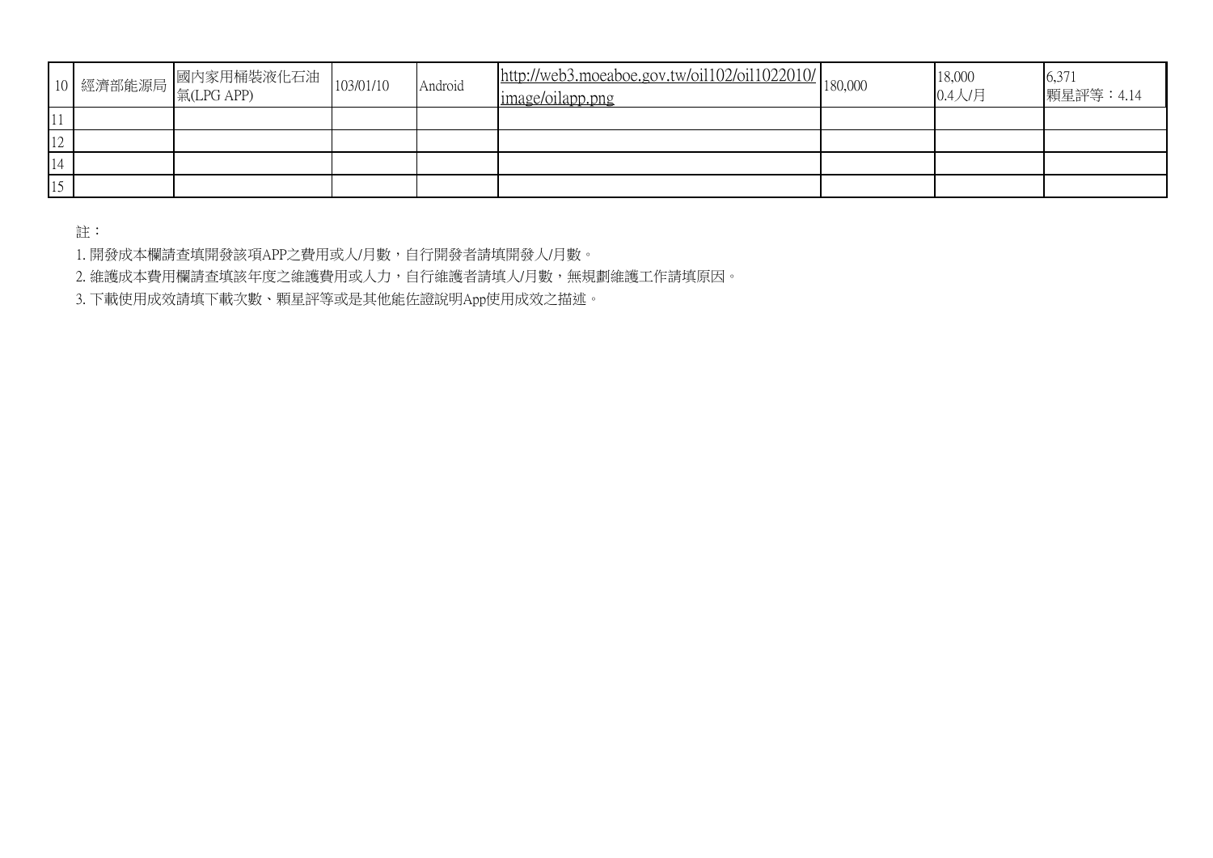| | | | | | | | | |
|---|---|---|---|---|---|---|---|---|
| 10 | 經濟部能源局 | 國內家用桶裝液化石油氣(LPG APP) | 103/01/10 | Android | http://web3.moeaboe.gov.tw/oil102/oil1022010/image/oilapp.png | 180,000 | 18,000<br>0.4人/月 | 6,371<br>顆星評等：4.14 |
| 11 | | | | | | | | |
| 12 | | | | | | | | |
| 14 | | | | | | | | |
| 15 | | | | | | | | |

註：

1. 開發成本欄請查填開發該項APP之費用或人/月數，自行開發者請填開發人/月數。
2. 維護成本費用欄請查填該年度之維護費用或人力，自行維護者請填人/月數，無規劃維護工作請填原因。
3. 下載使用成效請填下載次數、顆星評等或是其他能佐證說明App使用成效之描述。